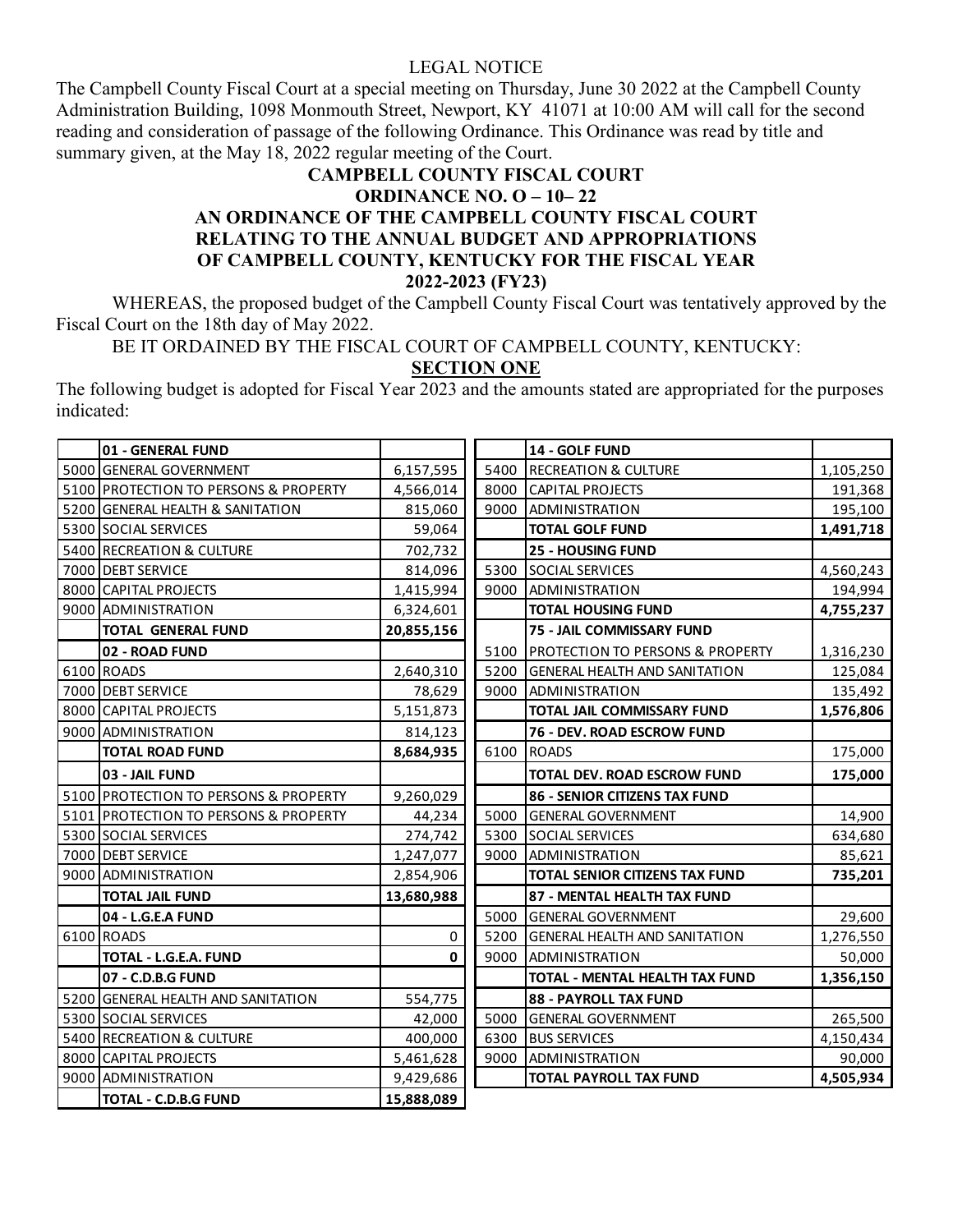LEGAL NOTICE

The Campbell County Fiscal Court at a special meeting on Thursday, June 30 2022 at the Campbell County Administration Building, 1098 Monmouth Street, Newport, KY 41071 at 10:00 AM will call for the second reading and consideration of passage of the following Ordinance. This Ordinance was read by title and summary given, at the May 18, 2022 regular meeting of the Court.

**CAMPBELL COUNTY FISCAL COURT**
**ORDINANCE NO. O – 10– 22**
**AN ORDINANCE OF THE CAMPBELL COUNTY FISCAL COURT RELATING TO THE ANNUAL BUDGET AND APPROPRIATIONS OF CAMPBELL COUNTY, KENTUCKY FOR THE FISCAL YEAR 2022-2023 (FY23)**

WHEREAS, the proposed budget of the Campbell County Fiscal Court was tentatively approved by the Fiscal Court on the 18th day of May 2022.

BE IT ORDAINED BY THE FISCAL COURT OF CAMPBELL COUNTY, KENTUCKY:

**SECTION ONE**

The following budget is adopted for Fiscal Year 2023 and the amounts stated are appropriated for the purposes indicated:

| | | |
|---|---|---|
| | **01 - GENERAL FUND** | |
| 5000 | GENERAL GOVERNMENT | 6,157,595 |
| 5100 | PROTECTION TO PERSONS & PROPERTY | 4,566,014 |
| 5200 | GENERAL HEALTH & SANITATION | 815,060 |
| 5300 | SOCIAL SERVICES | 59,064 |
| 5400 | RECREATION & CULTURE | 702,732 |
| 7000 | DEBT SERVICE | 814,096 |
| 8000 | CAPITAL PROJECTS | 1,415,994 |
| 9000 | ADMINISTRATION | 6,324,601 |
| | **TOTAL GENERAL FUND** | **20,855,156** |
| | **02 - ROAD FUND** | |
| 6100 | ROADS | 2,640,310 |
| 7000 | DEBT SERVICE | 78,629 |
| 8000 | CAPITAL PROJECTS | 5,151,873 |
| 9000 | ADMINISTRATION | 814,123 |
| | **TOTAL ROAD FUND** | **8,684,935** |
| | **03 - JAIL FUND** | |
| 5100 | PROTECTION TO PERSONS & PROPERTY | 9,260,029 |
| 5101 | PROTECTION TO PERSONS & PROPERTY | 44,234 |
| 5300 | SOCIAL SERVICES | 274,742 |
| 7000 | DEBT SERVICE | 1,247,077 |
| 9000 | ADMINISTRATION | 2,854,906 |
| | **TOTAL JAIL FUND** | **13,680,988** |
| | **04 - L.G.E.A FUND** | |
| 6100 | ROADS | 0 |
| | **TOTAL - L.G.E.A. FUND** | **0** |
| | **07 - C.D.B.G FUND** | |
| 5200 | GENERAL HEALTH AND SANITATION | 554,775 |
| 5300 | SOCIAL SERVICES | 42,000 |
| 5400 | RECREATION & CULTURE | 400,000 |
| 8000 | CAPITAL PROJECTS | 5,461,628 |
| 9000 | ADMINISTRATION | 9,429,686 |
| | **TOTAL - C.D.B.G FUND** | **15,888,089** |
| | **14 - GOLF FUND** | |
| 5400 | RECREATION & CULTURE | 1,105,250 |
| 8000 | CAPITAL PROJECTS | 191,368 |
| 9000 | ADMINISTRATION | 195,100 |
| | **TOTAL GOLF FUND** | **1,491,718** |
| | **25 - HOUSING FUND** | |
| 5300 | SOCIAL SERVICES | 4,560,243 |
| 9000 | ADMINISTRATION | 194,994 |
| | **TOTAL HOUSING FUND** | **4,755,237** |
| | **75 - JAIL COMMISSARY FUND** | |
| 5100 | PROTECTION TO PERSONS & PROPERTY | 1,316,230 |
| 5200 | GENERAL HEALTH AND SANITATION | 125,084 |
| 9000 | ADMINISTRATION | 135,492 |
| | **TOTAL JAIL COMMISSARY FUND** | **1,576,806** |
| | **76 - DEV. ROAD ESCROW FUND** | |
| 6100 | ROADS | 175,000 |
| | **TOTAL DEV. ROAD ESCROW FUND** | **175,000** |
| | **86 - SENIOR CITIZENS TAX FUND** | |
| 5000 | GENERAL GOVERNMENT | 14,900 |
| 5300 | SOCIAL SERVICES | 634,680 |
| 9000 | ADMINISTRATION | 85,621 |
| | **TOTAL SENIOR CITIZENS TAX FUND** | **735,201** |
| | **87 - MENTAL HEALTH TAX FUND** | |
| 5000 | GENERAL GOVERNMENT | 29,600 |
| 5200 | GENERAL HEALTH AND SANITATION | 1,276,550 |
| 9000 | ADMINISTRATION | 50,000 |
| | **TOTAL - MENTAL HEALTH TAX FUND** | **1,356,150** |
| | **88 - PAYROLL TAX FUND** | |
| 5000 | GENERAL GOVERNMENT | 265,500 |
| 6300 | BUS SERVICES | 4,150,434 |
| 9000 | ADMINISTRATION | 90,000 |
| | **TOTAL PAYROLL TAX FUND** | **4,505,934** |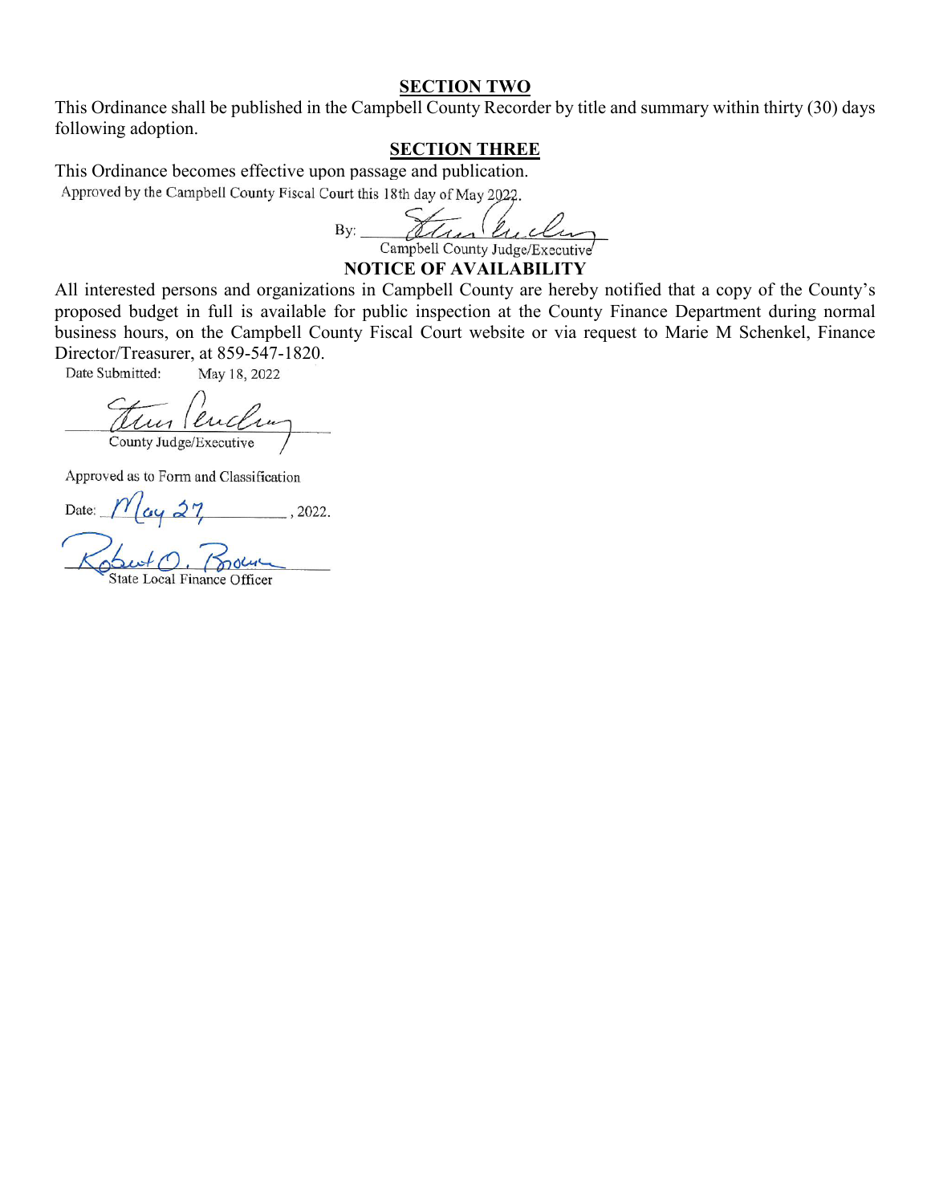## SECTION TWO

This Ordinance shall be published in the Campbell County Recorder by title and summary within thirty (30) days following adoption.

## SECTION THREE

This Ordinance becomes effective upon passage and publication.

Approved by the Campbell County Fiscal Court this 18th day of May 2022.

By: ______________________
Campbell County Judge/Executive

**NOTICE OF AVAILABILITY**

All interested persons and organizations in Campbell County are hereby notified that a copy of the County's proposed budget in full is available for public inspection at the County Finance Department during normal business hours, on the Campbell County Fiscal Court website or via request to Marie M Schenkel, Finance Director/Treasurer, at 859-547-1820.

Date Submitted: May 18, 2022

______________________
County Judge/Executive

Approved as to Form and Classification

Date: May 27, 2022.

______________________
State Local Finance Officer